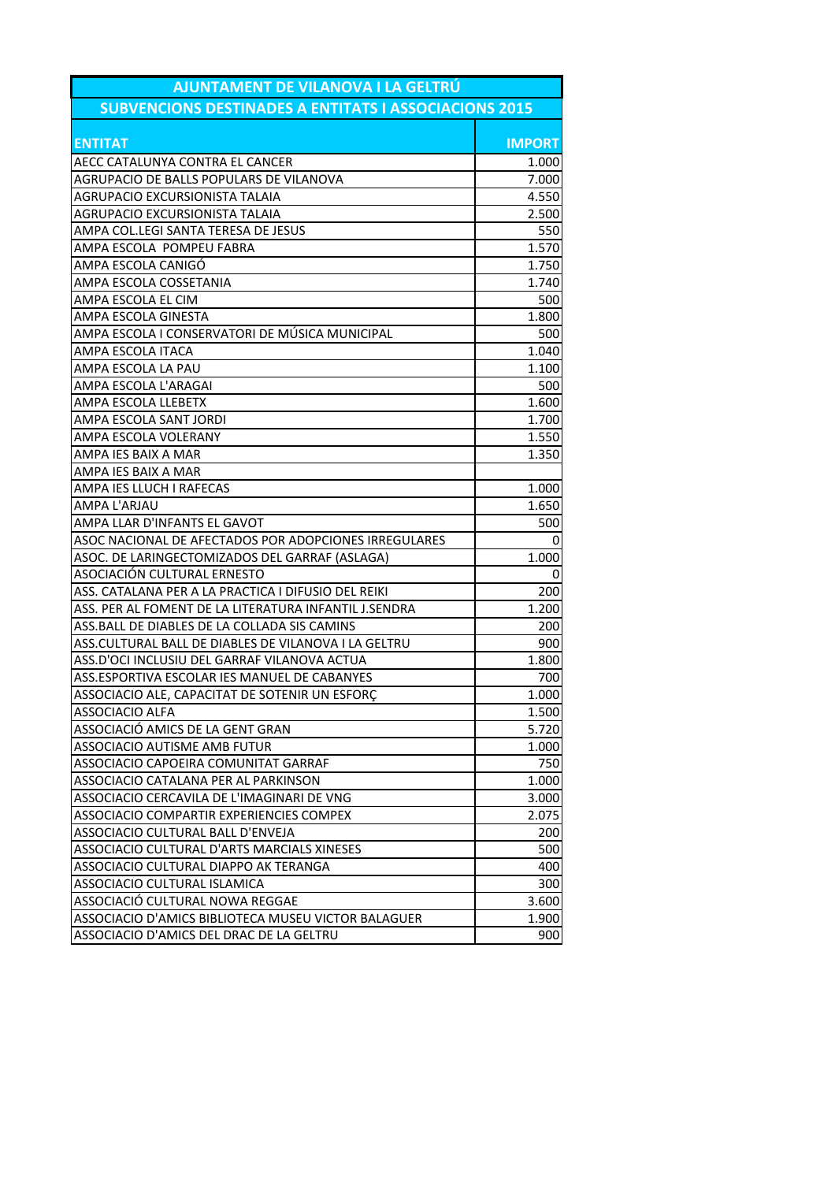# AJUNTAMENT DE VILANOVA I LA GELTRÚ

## SUBVENCIONS DESTINADES A ENTITATS I ASSOCIACIONS 2015

| ENTITAT | IMPORT |
|---|---|
| AECC CATALUNYA CONTRA EL CANCER | 1.000 |
| AGRUPACIO DE BALLS POPULARS DE VILANOVA | 7.000 |
| AGRUPACIO EXCURSIONISTA TALAIA | 4.550 |
| AGRUPACIO EXCURSIONISTA TALAIA | 2.500 |
| AMPA COL.LEGI SANTA TERESA DE JESUS | 550 |
| AMPA ESCOLA POMPEU FABRA | 1.570 |
| AMPA ESCOLA CANIGÓ | 1.750 |
| AMPA ESCOLA COSSETANIA | 1.740 |
| AMPA ESCOLA EL CIM | 500 |
| AMPA ESCOLA GINESTA | 1.800 |
| AMPA ESCOLA I CONSERVATORI DE MÚSICA MUNICIPAL | 500 |
| AMPA ESCOLA ITACA | 1.040 |
| AMPA ESCOLA LA PAU | 1.100 |
| AMPA ESCOLA L'ARAGAI | 500 |
| AMPA ESCOLA LLEBETX | 1.600 |
| AMPA ESCOLA SANT JORDI | 1.700 |
| AMPA ESCOLA VOLERANY | 1.550 |
| AMPA IES BAIX A MAR | 1.350 |
| AMPA IES BAIX A MAR | |
| AMPA IES LLUCH I RAFECAS | 1.000 |
| AMPA L'ARJAU | 1.650 |
| AMPA LLAR D'INFANTS EL GAVOT | 500 |
| ASOC NACIONAL DE AFECTADOS POR ADOPCIONES IRREGULARES | 0 |
| ASOC. DE LARINGECTOMIZADOS DEL GARRAF (ASLAGA) | 1.000 |
| ASOCIACIÓN CULTURAL ERNESTO | 0 |
| ASS. CATALANA PER A LA PRACTICA I DIFUSIO DEL REIKI | 200 |
| ASS. PER AL FOMENT DE LA LITERATURA INFANTIL J.SENDRA | 1.200 |
| ASS.BALL DE DIABLES DE LA COLLADA SIS CAMINS | 200 |
| ASS.CULTURAL BALL DE DIABLES DE VILANOVA I LA GELTRU | 900 |
| ASS.D'OCI INCLUSIU DEL GARRAF VILANOVA ACTUA | 1.800 |
| ASS.ESPORTIVA ESCOLAR IES MANUEL DE CABANYES | 700 |
| ASSOCIACIO ALE, CAPACITAT DE SOTENIR UN ESFORÇ | 1.000 |
| ASSOCIACIO ALFA | 1.500 |
| ASSOCIACIÓ AMICS DE LA GENT GRAN | 5.720 |
| ASSOCIACIO AUTISME AMB FUTUR | 1.000 |
| ASSOCIACIO CAPOEIRA COMUNITAT GARRAF | 750 |
| ASSOCIACIO CATALANA PER AL PARKINSON | 1.000 |
| ASSOCIACIO CERCAVILA DE L'IMAGINARI DE VNG | 3.000 |
| ASSOCIACIO COMPARTIR EXPERIENCIES COMPEX | 2.075 |
| ASSOCIACIO CULTURAL BALL D'ENVEJA | 200 |
| ASSOCIACIO CULTURAL D'ARTS MARCIALS XINESES | 500 |
| ASSOCIACIO CULTURAL DIAPPO AK TERANGA | 400 |
| ASSOCIACIO CULTURAL ISLAMICA | 300 |
| ASSOCIACIÓ CULTURAL NOWA REGGAE | 3.600 |
| ASSOCIACIO D'AMICS BIBLIOTECA MUSEU VICTOR BALAGUER | 1.900 |
| ASSOCIACIO D'AMICS DEL DRAC DE LA GELTRU | 900 |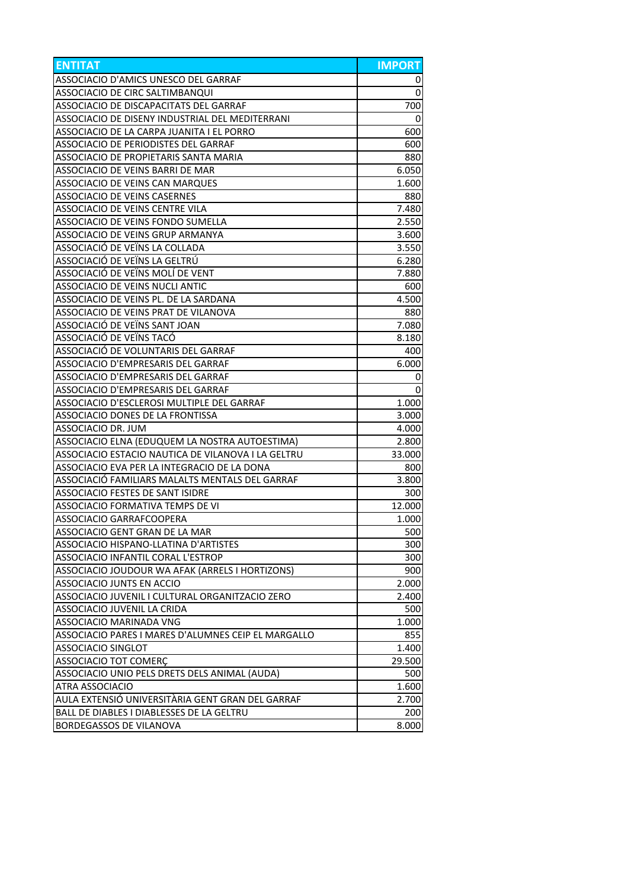| ENTITAT | IMPORT |
|---|---|
| ASSOCIACIO D'AMICS UNESCO DEL GARRAF | 0 |
| ASSOCIACIO DE CIRC SALTIMBANQUI | 0 |
| ASSOCIACIO DE DISCAPACITATS DEL GARRAF | 700 |
| ASSOCIACIO DE DISENY INDUSTRIAL DEL MEDITERRANI | 0 |
| ASSOCIACIO DE LA CARPA JUANITA I EL PORRO | 600 |
| ASSOCIACIO DE PERIODISTES DEL GARRAF | 600 |
| ASSOCIACIO DE PROPIETARIS SANTA MARIA | 880 |
| ASSOCIACIO DE VEINS BARRI DE MAR | 6.050 |
| ASSOCIACIO DE VEINS CAN MARQUES | 1.600 |
| ASSOCIACIO DE VEINS CASERNES | 880 |
| ASSOCIACIO DE VEINS CENTRE VILA | 7.480 |
| ASSOCIACIO DE VEINS FONDO SUMELLA | 2.550 |
| ASSOCIACIO DE VEINS GRUP ARMANYA | 3.600 |
| ASSOCIACIÓ DE VEÏNS LA COLLADA | 3.550 |
| ASSOCIACIÓ DE VEÏNS LA GELTRÚ | 6.280 |
| ASSOCIACIÓ DE VEÏNS MOLÍ DE VENT | 7.880 |
| ASSOCIACIO DE VEINS NUCLI ANTIC | 600 |
| ASSOCIACIO DE VEINS PL. DE LA SARDANA | 4.500 |
| ASSOCIACIO DE VEINS PRAT DE VILANOVA | 880 |
| ASSOCIACIÓ DE VEÏNS SANT JOAN | 7.080 |
| ASSOCIACIÓ DE VEÏNS TACÓ | 8.180 |
| ASSOCIACIÓ DE VOLUNTARIS DEL GARRAF | 400 |
| ASSOCIACIO D'EMPRESARIS DEL GARRAF | 6.000 |
| ASSOCIACIO D'EMPRESARIS DEL GARRAF | 0 |
| ASSOCIACIO D'EMPRESARIS DEL GARRAF | 0 |
| ASSOCIACIO D'ESCLEROSI MULTIPLE DEL GARRAF | 1.000 |
| ASSOCIACIO DONES DE LA FRONTISSA | 3.000 |
| ASSOCIACIO DR. JUM | 4.000 |
| ASSOCIACIO ELNA (EDUQUEM LA NOSTRA AUTOESTIMA) | 2.800 |
| ASSOCIACIO ESTACIO NAUTICA DE VILANOVA I LA GELTRU | 33.000 |
| ASSOCIACIO EVA PER LA INTEGRACIO DE LA DONA | 800 |
| ASSOCIACIÓ FAMILIARS MALALTS MENTALS DEL GARRAF | 3.800 |
| ASSOCIACIO FESTES DE SANT ISIDRE | 300 |
| ASSOCIACIO FORMATIVA TEMPS DE VI | 12.000 |
| ASSOCIACIO GARRAFCOOPERA | 1.000 |
| ASSOCIACIO GENT GRAN DE LA MAR | 500 |
| ASSOCIACIO HISPANO-LLATINA D'ARTISTES | 300 |
| ASSOCIACIO INFANTIL CORAL L'ESTROP | 300 |
| ASSOCIACIO JOUDOUR WA AFAK (ARRELS I HORTIZONS) | 900 |
| ASSOCIACIO JUNTS EN ACCIO | 2.000 |
| ASSOCIACIO JUVENIL I CULTURAL ORGANITZACIO ZERO | 2.400 |
| ASSOCIACIO JUVENIL LA CRIDA | 500 |
| ASSOCIACIO MARINADA VNG | 1.000 |
| ASSOCIACIO PARES I MARES D'ALUMNES CEIP EL MARGALLO | 855 |
| ASSOCIACIO SINGLOT | 1.400 |
| ASSOCIACIO TOT COMERÇ | 29.500 |
| ASSOCIACIO UNIO PELS DRETS DELS ANIMAL (AUDA) | 500 |
| ATRA ASSOCIACIO | 1.600 |
| AULA EXTENSIÓ UNIVERSITÀRIA GENT GRAN DEL GARRAF | 2.700 |
| BALL DE DIABLES I DIABLESSES DE LA GELTRU | 200 |
| BORDEGASSOS DE VILANOVA | 8.000 |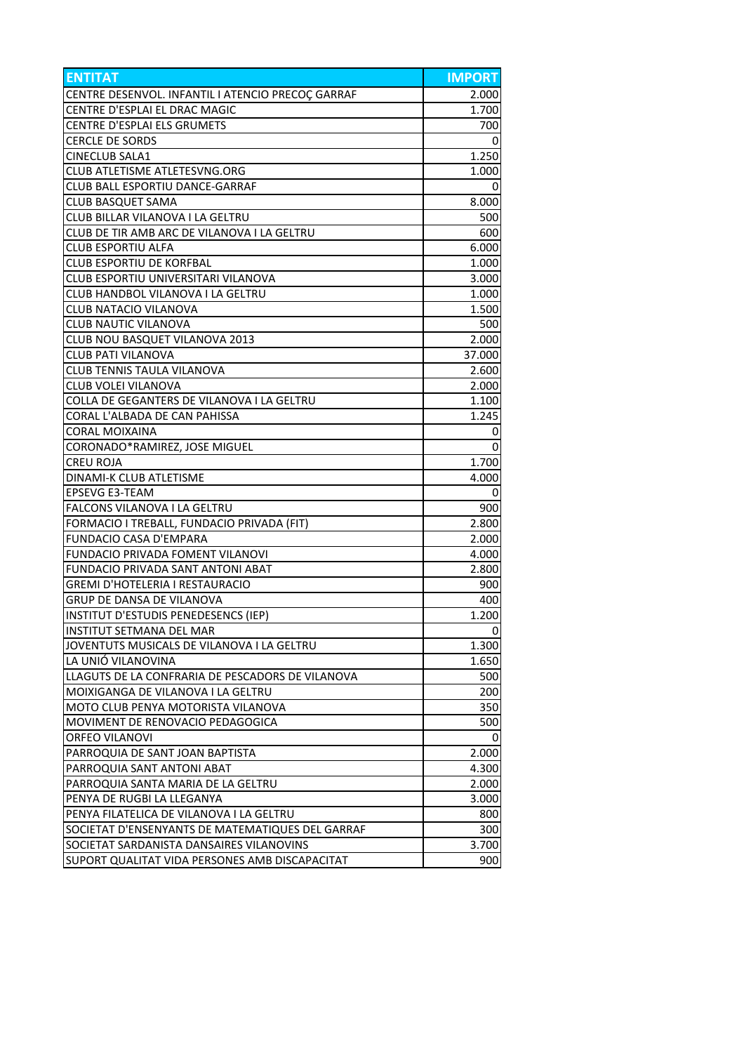| ENTITAT | IMPORT |
|---|---|
| CENTRE DESENVOL. INFANTIL I ATENCIO PRECOÇ GARRAF | 2.000 |
| CENTRE D'ESPLAI EL DRAC MAGIC | 1.700 |
| CENTRE D'ESPLAI ELS GRUMETS | 700 |
| CERCLE DE SORDS | 0 |
| CINECLUB SALA1 | 1.250 |
| CLUB ATLETISME ATLETESVNG.ORG | 1.000 |
| CLUB BALL ESPORTIU DANCE-GARRAF | 0 |
| CLUB BASQUET SAMA | 8.000 |
| CLUB BILLAR VILANOVA I LA GELTRU | 500 |
| CLUB DE TIR AMB ARC DE VILANOVA I LA GELTRU | 600 |
| CLUB ESPORTIU ALFA | 6.000 |
| CLUB ESPORTIU DE KORFBAL | 1.000 |
| CLUB ESPORTIU UNIVERSITARI VILANOVA | 3.000 |
| CLUB HANDBOL VILANOVA I LA GELTRU | 1.000 |
| CLUB NATACIO VILANOVA | 1.500 |
| CLUB NAUTIC VILANOVA | 500 |
| CLUB NOU BASQUET VILANOVA 2013 | 2.000 |
| CLUB PATI VILANOVA | 37.000 |
| CLUB TENNIS TAULA VILANOVA | 2.600 |
| CLUB VOLEI VILANOVA | 2.000 |
| COLLA DE GEGANTERS DE VILANOVA I LA GELTRU | 1.100 |
| CORAL L'ALBADA DE CAN PAHISSA | 1.245 |
| CORAL MOIXAINA | 0 |
| CORONADO*RAMIREZ, JOSE MIGUEL | 0 |
| CREU ROJA | 1.700 |
| DINAMI-K CLUB ATLETISME | 4.000 |
| EPSEVG E3-TEAM | 0 |
| FALCONS VILANOVA I LA GELTRU | 900 |
| FORMACIO I TREBALL, FUNDACIO PRIVADA (FIT) | 2.800 |
| FUNDACIO CASA D'EMPARA | 2.000 |
| FUNDACIO PRIVADA FOMENT VILANOVI | 4.000 |
| FUNDACIO PRIVADA SANT ANTONI ABAT | 2.800 |
| GREMI D'HOTELERIA I RESTAURACIO | 900 |
| GRUP DE DANSA DE VILANOVA | 400 |
| INSTITUT D'ESTUDIS PENEDESENCS (IEP) | 1.200 |
| INSTITUT SETMANA DEL MAR | 0 |
| JOVENTUTS MUSICALS DE VILANOVA I LA GELTRU | 1.300 |
| LA UNIÓ VILANOVINA | 1.650 |
| LLAGUTS DE LA CONFRARIA DE PESCADORS DE VILANOVA | 500 |
| MOIXIGANGA DE VILANOVA I LA GELTRU | 200 |
| MOTO CLUB PENYA MOTORISTA VILANOVA | 350 |
| MOVIMENT DE RENOVACIO PEDAGOGICA | 500 |
| ORFEO VILANOVI | 0 |
| PARROQUIA DE SANT JOAN BAPTISTA | 2.000 |
| PARROQUIA SANT ANTONI ABAT | 4.300 |
| PARROQUIA SANTA MARIA DE LA GELTRU | 2.000 |
| PENYA DE RUGBI LA LLEGANYA | 3.000 |
| PENYA FILATELICA DE VILANOVA I LA GELTRU | 800 |
| SOCIETAT D'ENSENYANTS DE MATEMATIQUES DEL GARRAF | 300 |
| SOCIETAT SARDANISTA DANSAIRES VILANOVINS | 3.700 |
| SUPORT QUALITAT VIDA PERSONES AMB DISCAPACITAT | 900 |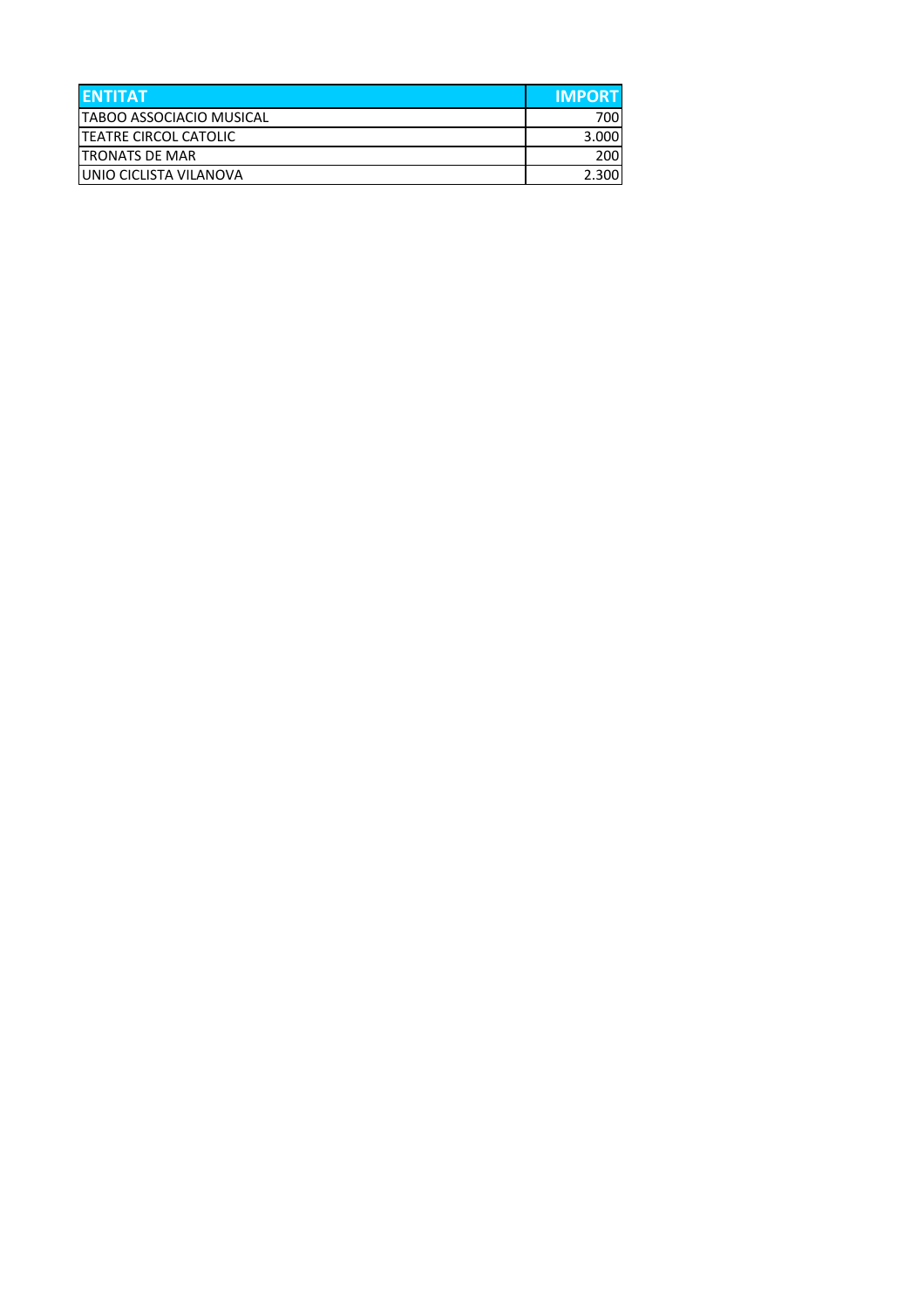| ENTITAT | IMPORT |
|---|---:|
| TABOO ASSOCIACIO MUSICAL | 700 |
| TEATRE CIRCOL CATOLIC | 3.000 |
| TRONATS DE MAR | 200 |
| UNIO CICLISTA VILANOVA | 2.300 |